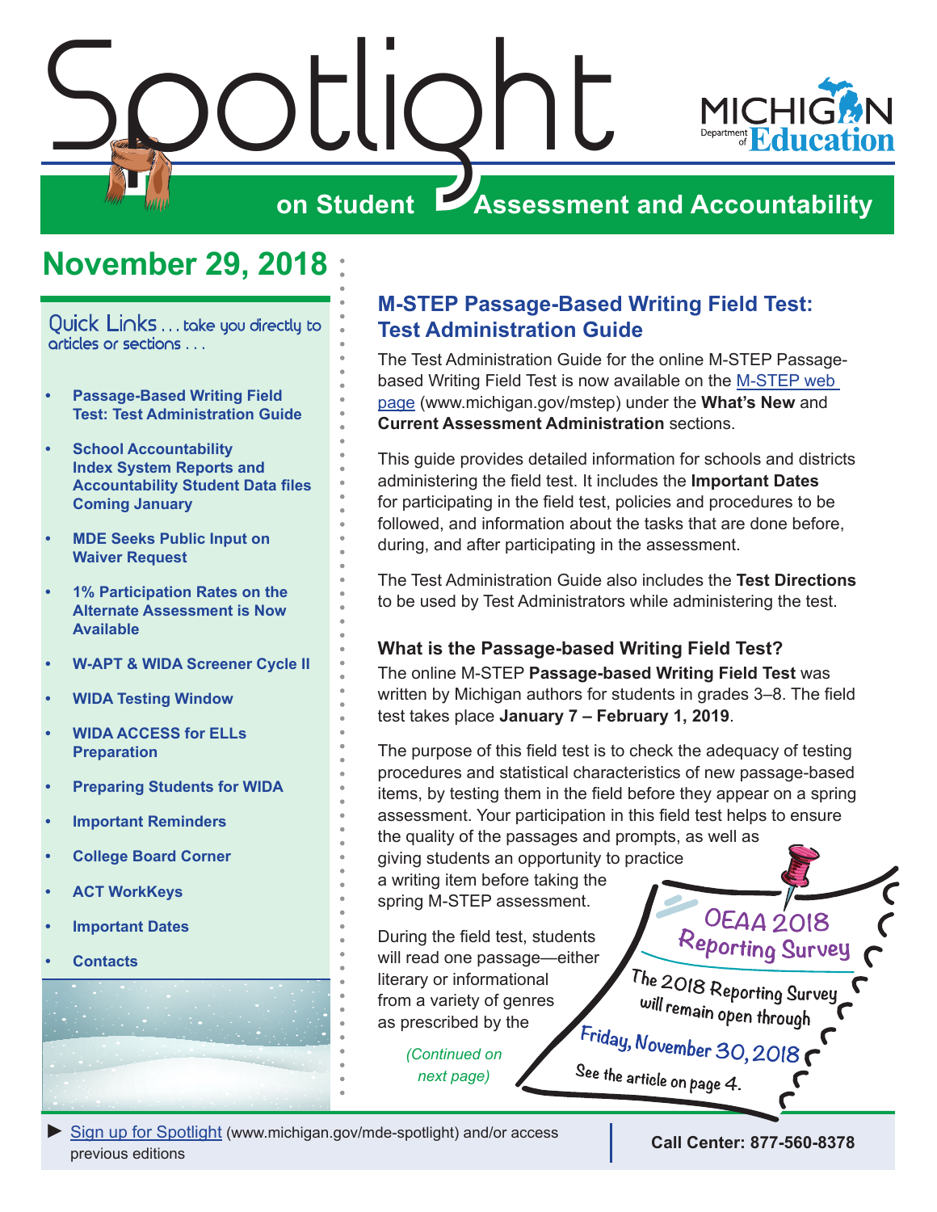# Spotlight on Student Assessment and Accountability

Michigan Department of Education

## November 29, 2018

Quick Links . . . take you directly to articles or sections . . .

- Passage-Based Writing Field Test: Test Administration Guide
- School Accountability Index System Reports and Accountability Student Data files Coming January
- MDE Seeks Public Input on Waiver Request
- 1% Participation Rates on the Alternate Assessment is Now Available
- W-APT & WIDA Screener Cycle II
- WIDA Testing Window
- WIDA ACCESS for ELLs Preparation
- Preparing Students for WIDA
- Important Reminders
- College Board Corner
- ACT WorkKeys
- Important Dates
- Contacts

## M-STEP Passage-Based Writing Field Test: Test Administration Guide

The Test Administration Guide for the online M-STEP Passage-based Writing Field Test is now available on the M-STEP web page (www.michigan.gov/mstep) under the **What's New** and **Current Assessment Administration** sections.

This guide provides detailed information for schools and districts administering the field test. It includes the **Important Dates** for participating in the field test, policies and procedures to be followed, and information about the tasks that are done before, during, and after participating in the assessment.

The Test Administration Guide also includes the **Test Directions** to be used by Test Administrators while administering the test.

### What is the Passage-based Writing Field Test?

The online M-STEP **Passage-based Writing Field Test** was written by Michigan authors for students in grades 3–8. The field test takes place **January 7 – February 1, 2019**.

The purpose of this field test is to check the adequacy of testing procedures and statistical characteristics of new passage-based items, by testing them in the field before they appear on a spring assessment. Your participation in this field test helps to ensure the quality of the passages and prompts, as well as giving students an opportunity to practice a writing item before taking the spring M-STEP assessment.

During the field test, students will read one passage—either literary or informational from a variety of genres as prescribed by the

*(Continued on next page)*

**OEAA 2018 Reporting Survey**

The 2018 Reporting Survey will remain open through **Friday, November 30, 2018**

See the article on page 4.

► Sign up for Spotlight (www.michigan.gov/mde-spotlight) and/or access previous editions

**Call Center: 877-560-8378**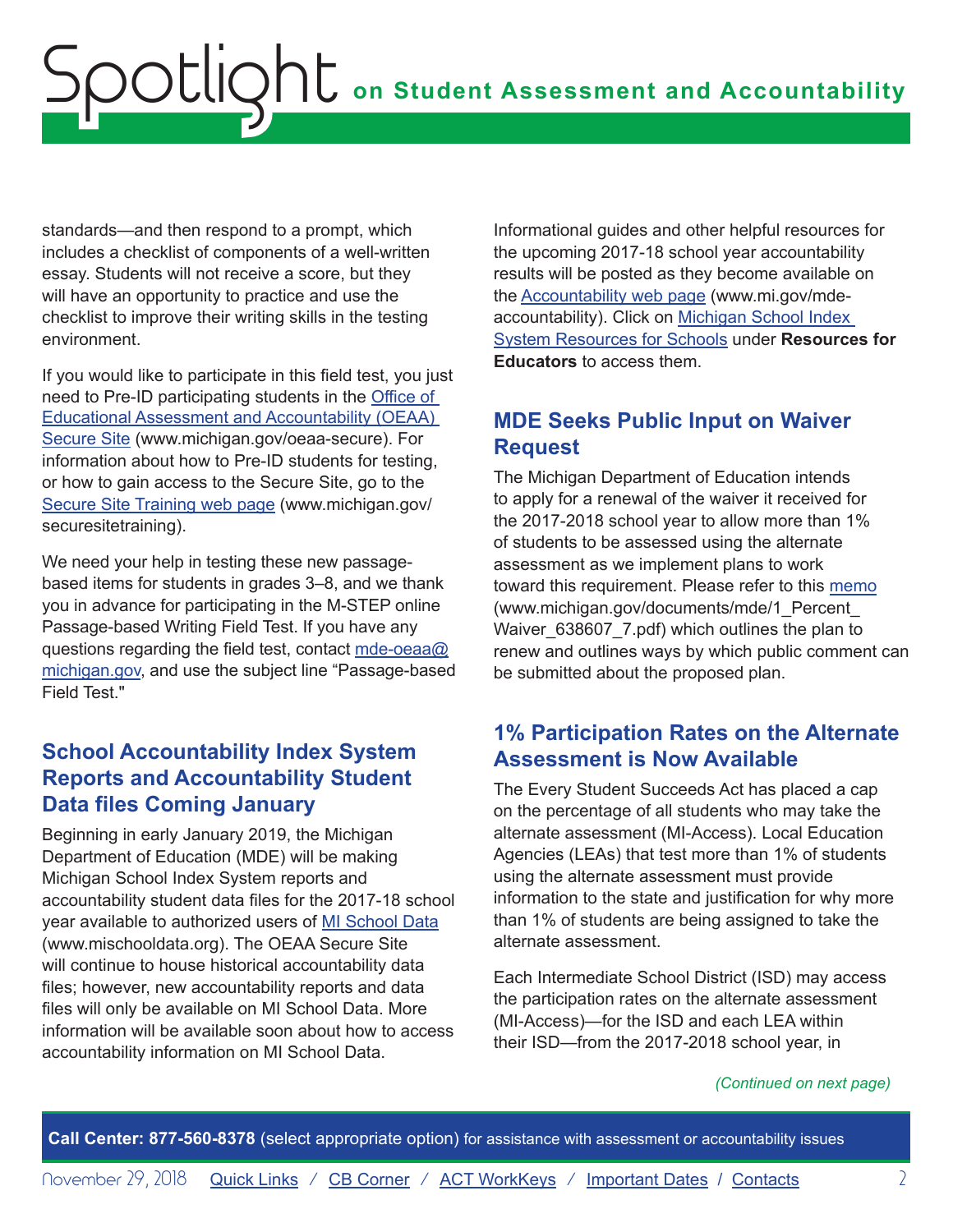standards—and then respond to a prompt, which includes a checklist of components of a well-written essay. Students will not receive a score, but they will have an opportunity to practice and use the checklist to improve their writing skills in the testing environment.

If you would like to participate in this field test, you just need to Pre-ID participating students in the Office of Educational Assessment and Accountability (OEAA) Secure Site (www.michigan.gov/oeaa-secure). For information about how to Pre-ID students for testing, or how to gain access to the Secure Site, go to the Secure Site Training web page (www.michigan.gov/securesitetraining).

We need your help in testing these new passage-based items for students in grades 3–8, and we thank you in advance for participating in the M-STEP online Passage-based Writing Field Test. If you have any questions regarding the field test, contact mde-oeaa@michigan.gov, and use the subject line "Passage-based Field Test."

## School Accountability Index System Reports and Accountability Student Data files Coming January

Beginning in early January 2019, the Michigan Department of Education (MDE) will be making Michigan School Index System reports and accountability student data files for the 2017-18 school year available to authorized users of MI School Data (www.mischooldata.org). The OEAA Secure Site will continue to house historical accountability data files; however, new accountability reports and data files will only be available on MI School Data. More information will be available soon about how to access accountability information on MI School Data.

Informational guides and other helpful resources for the upcoming 2017-18 school year accountability results will be posted as they become available on the Accountability web page (www.mi.gov/mde-accountability). Click on Michigan School Index System Resources for Schools under **Resources for Educators** to access them.

## MDE Seeks Public Input on Waiver Request

The Michigan Department of Education intends to apply for a renewal of the waiver it received for the 2017-2018 school year to allow more than 1% of students to be assessed using the alternate assessment as we implement plans to work toward this requirement. Please refer to this memo (www.michigan.gov/documents/mde/1_Percent_Waiver_638607_7.pdf) which outlines the plan to renew and outlines ways by which public comment can be submitted about the proposed plan.

## 1% Participation Rates on the Alternate Assessment is Now Available

The Every Student Succeeds Act has placed a cap on the percentage of all students who may take the alternate assessment (MI-Access). Local Education Agencies (LEAs) that test more than 1% of students using the alternate assessment must provide information to the state and justification for why more than 1% of students are being assigned to take the alternate assessment.

Each Intermediate School District (ISD) may access the participation rates on the alternate assessment (MI-Access)—for the ISD and each LEA within their ISD—from the 2017-2018 school year, in

*(Continued on next page)*

**Call Center: 877-560-8378** (select appropriate option) for assistance with assessment or accountability issues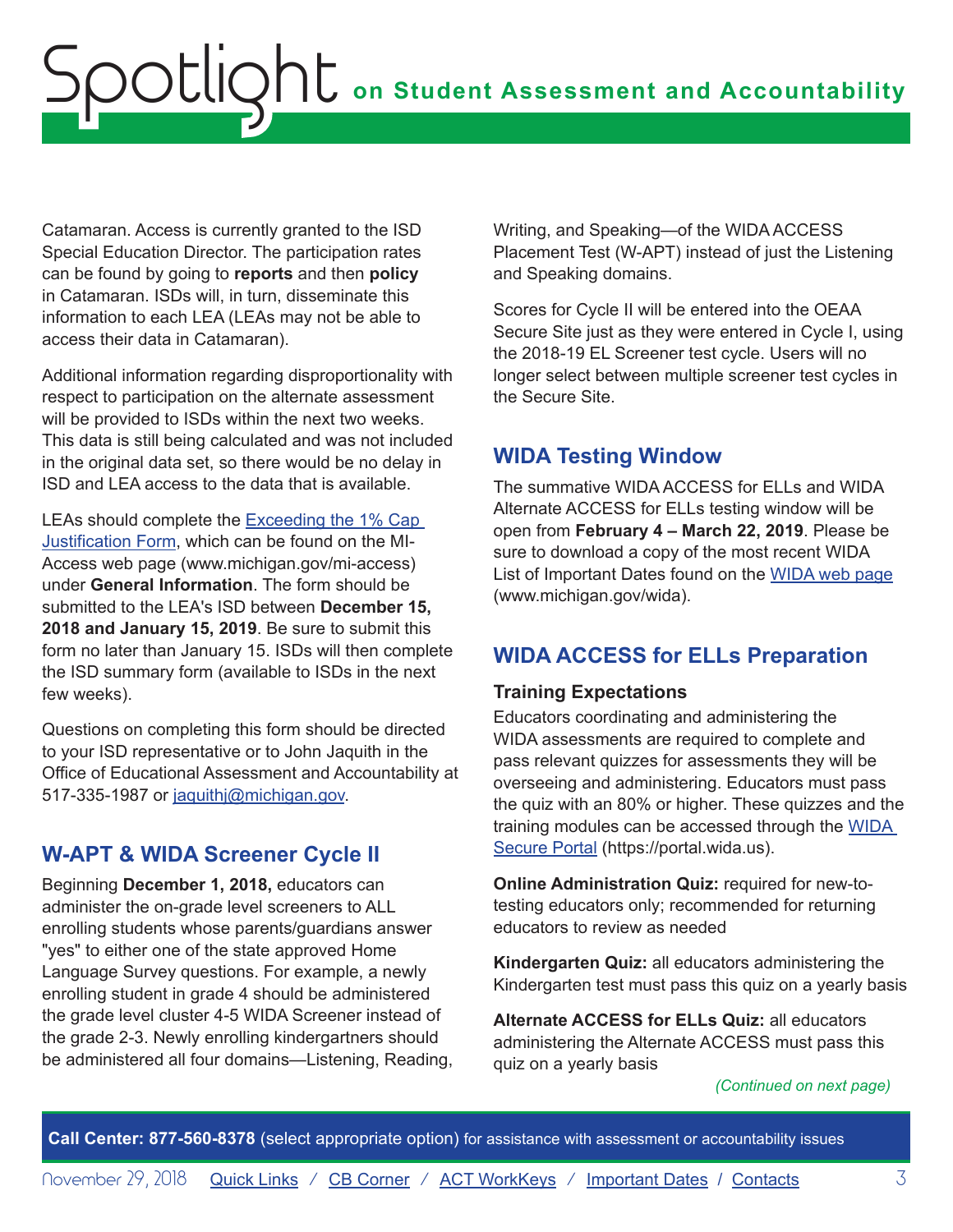Catamaran. Access is currently granted to the ISD Special Education Director. The participation rates can be found by going to **reports** and then **policy** in Catamaran. ISDs will, in turn, disseminate this information to each LEA (LEAs may not be able to access their data in Catamaran).

Additional information regarding disproportionality with respect to participation on the alternate assessment will be provided to ISDs within the next two weeks. This data is still being calculated and was not included in the original data set, so there would be no delay in ISD and LEA access to the data that is available.

LEAs should complete the [Exceeding the 1% Cap Justification Form](), which can be found on the MI-Access web page (www.michigan.gov/mi-access) under **General Information**. The form should be submitted to the LEA's ISD between **December 15, 2018 and January 15, 2019**. Be sure to submit this form no later than January 15. ISDs will then complete the ISD summary form (available to ISDs in the next few weeks).

Questions on completing this form should be directed to your ISD representative or to John Jaquith in the Office of Educational Assessment and Accountability at 517-335-1987 or [jaquithj@michigan.gov](mailto:jaquithj@michigan.gov).

## W-APT & WIDA Screener Cycle II

Beginning **December 1, 2018,** educators can administer the on-grade level screeners to ALL enrolling students whose parents/guardians answer "yes" to either one of the state approved Home Language Survey questions. For example, a newly enrolling student in grade 4 should be administered the grade level cluster 4-5 WIDA Screener instead of the grade 2-3. Newly enrolling kindergartners should be administered all four domains—Listening, Reading, Writing, and Speaking—of the WIDA ACCESS Placement Test (W-APT) instead of just the Listening and Speaking domains.

Scores for Cycle II will be entered into the OEAA Secure Site just as they were entered in Cycle I, using the 2018-19 EL Screener test cycle. Users will no longer select between multiple screener test cycles in the Secure Site.

## WIDA Testing Window

The summative WIDA ACCESS for ELLs and WIDA Alternate ACCESS for ELLs testing window will be open from **February 4 – March 22, 2019**. Please be sure to download a copy of the most recent WIDA List of Important Dates found on the [WIDA web page]() (www.michigan.gov/wida).

## WIDA ACCESS for ELLs Preparation

### Training Expectations

Educators coordinating and administering the WIDA assessments are required to complete and pass relevant quizzes for assessments they will be overseeing and administering. Educators must pass the quiz with an 80% or higher. These quizzes and the training modules can be accessed through the [WIDA Secure Portal]() (https://portal.wida.us).

**Online Administration Quiz:** required for new-to-testing educators only; recommended for returning educators to review as needed

**Kindergarten Quiz:** all educators administering the Kindergarten test must pass this quiz on a yearly basis

**Alternate ACCESS for ELLs Quiz:** all educators administering the Alternate ACCESS must pass this quiz on a yearly basis

*(Continued on next page)*

**Call Center: 877-560-8378** (select appropriate option) for assistance with assessment or accountability issues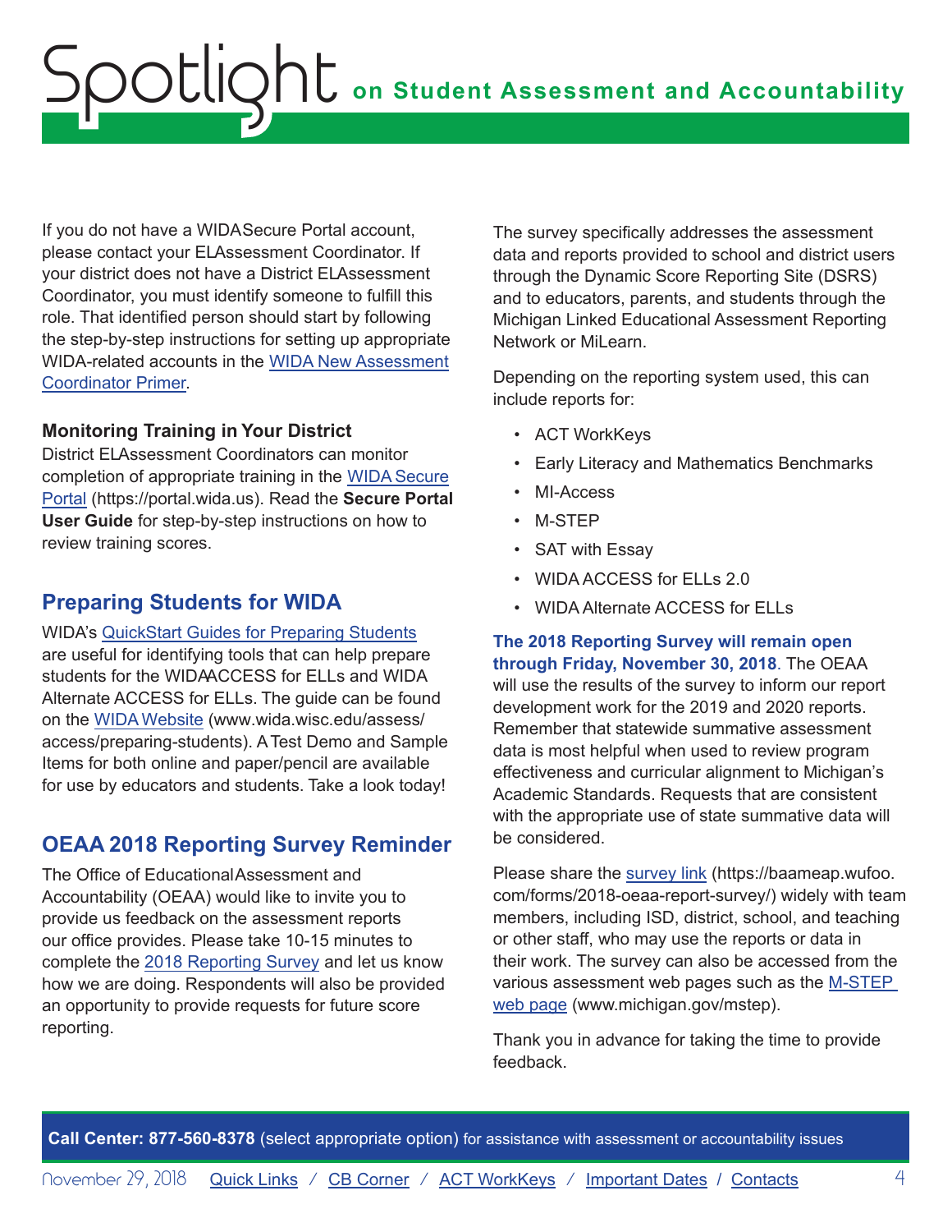If you do not have a WIDA Secure Portal account, please contact your EL Assessment Coordinator. If your district does not have a District EL Assessment Coordinator, you must identify someone to fulfill this role. That identified person should start by following the step-by-step instructions for setting up appropriate WIDA-related accounts in the WIDA New Assessment Coordinator Primer.

**Monitoring Training in Your District**

District EL Assessment Coordinators can monitor completion of appropriate training in the WIDA Secure Portal (https://portal.wida.us). Read the **Secure Portal User Guide** for step-by-step instructions on how to review training scores.

## Preparing Students for WIDA

WIDA's QuickStart Guides for Preparing Students are useful for identifying tools that can help prepare students for the WIDA ACCESS for ELLs and WIDA Alternate ACCESS for ELLs. The guide can be found on the WIDA Website (www.wida.wisc.edu/assess/access/preparing-students). A Test Demo and Sample Items for both online and paper/pencil are available for use by educators and students. Take a look today!

## OEAA 2018 Reporting Survey Reminder

The Office of Educational Assessment and Accountability (OEAA) would like to invite you to provide us feedback on the assessment reports our office provides. Please take 10-15 minutes to complete the 2018 Reporting Survey and let us know how we are doing. Respondents will also be provided an opportunity to provide requests for future score reporting.

The survey specifically addresses the assessment data and reports provided to school and district users through the Dynamic Score Reporting Site (DSRS) and to educators, parents, and students through the Michigan Linked Educational Assessment Reporting Network or MiLearn.

Depending on the reporting system used, this can include reports for:

- ACT WorkKeys
- Early Literacy and Mathematics Benchmarks
- MI-Access
- M-STEP
- SAT with Essay
- WIDA ACCESS for ELLs 2.0
- WIDA Alternate ACCESS for ELLs

**The 2018 Reporting Survey will remain open through Friday, November 30, 2018**. The OEAA will use the results of the survey to inform our report development work for the 2019 and 2020 reports. Remember that statewide summative assessment data is most helpful when used to review program effectiveness and curricular alignment to Michigan's Academic Standards. Requests that are consistent with the appropriate use of state summative data will be considered.

Please share the survey link (https://baameap.wufoo.com/forms/2018-oeaa-report-survey/) widely with team members, including ISD, district, school, and teaching or other staff, who may use the reports or data in their work. The survey can also be accessed from the various assessment web pages such as the M-STEP web page (www.michigan.gov/mstep).

Thank you in advance for taking the time to provide feedback.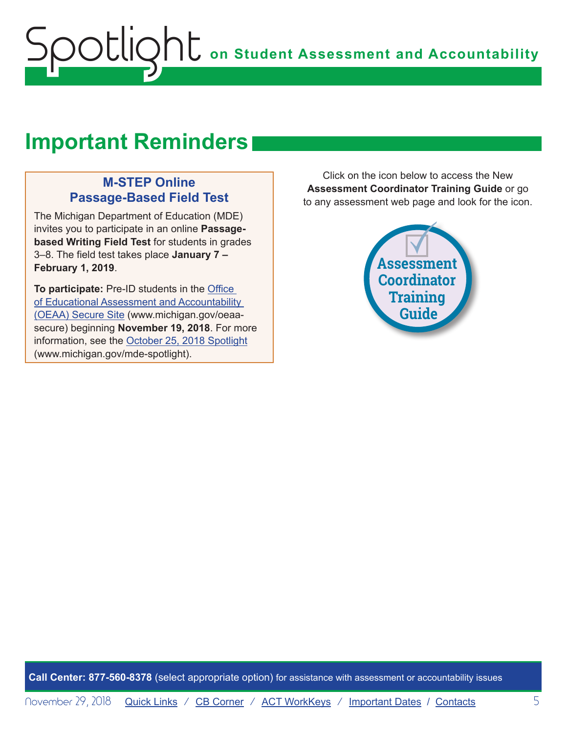## Important Reminders

### M-STEP Online Passage-Based Field Test

The Michigan Department of Education (MDE) invites you to participate in an online **Passage-based Writing Field Test** for students in grades 3–8. The field test takes place **January 7 – February 1, 2019**.

**To participate:** Pre-ID students in the Office of Educational Assessment and Accountability (OEAA) Secure Site (www.michigan.gov/oeaa-secure) beginning **November 19, 2018**. For more information, see the October 25, 2018 Spotlight (www.michigan.gov/mde-spotlight).

Click on the icon below to access the New **Assessment Coordinator Training Guide** or go to any assessment web page and look for the icon.

Assessment Coordinator Training Guide

**Call Center: 877-560-8378** (select appropriate option) for assistance with assessment or accountability issues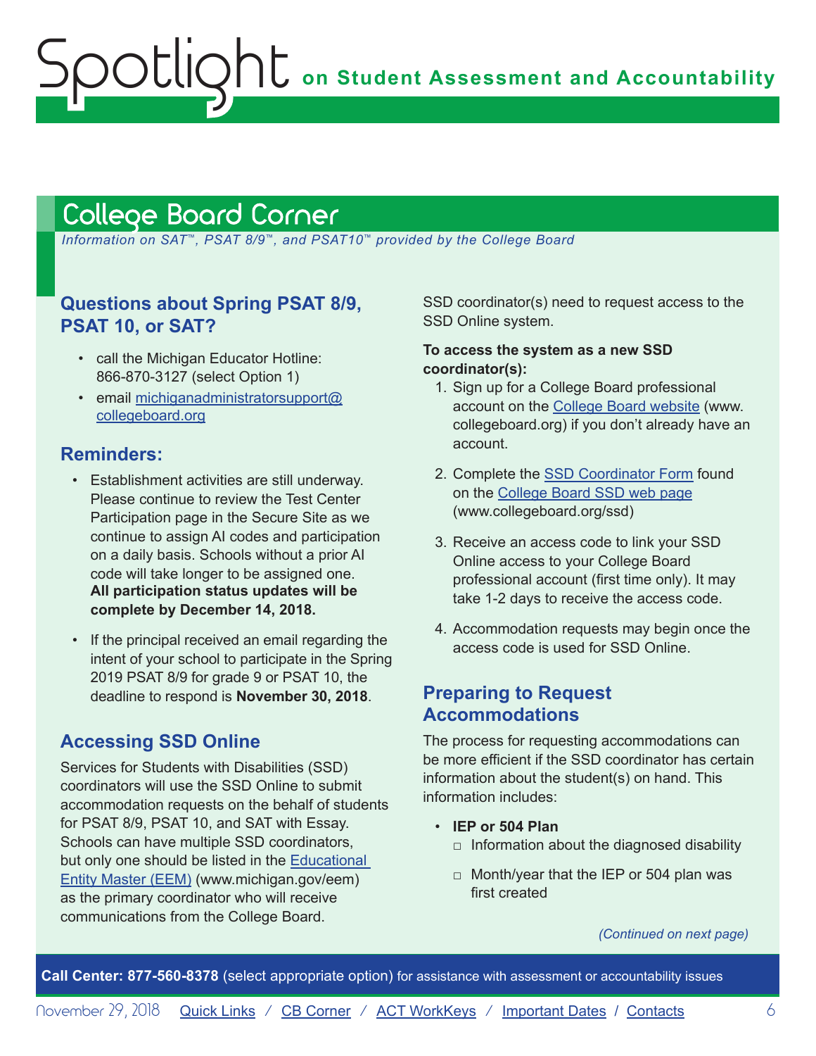## College Board Corner

*Information on SAT™, PSAT 8/9™, and PSAT10™ provided by the College Board*

### Questions about Spring PSAT 8/9, PSAT 10, or SAT?

- call the Michigan Educator Hotline: 866-870-3127 (select Option 1)
- email michiganadministratorsupport@collegeboard.org

### Reminders:

- Establishment activities are still underway. Please continue to review the Test Center Participation page in the Secure Site as we continue to assign AI codes and participation on a daily basis. Schools without a prior AI code will take longer to be assigned one. **All participation status updates will be complete by December 14, 2018.**
- If the principal received an email regarding the intent of your school to participate in the Spring 2019 PSAT 8/9 for grade 9 or PSAT 10, the deadline to respond is **November 30, 2018**.

### Accessing SSD Online

Services for Students with Disabilities (SSD) coordinators will use the SSD Online to submit accommodation requests on the behalf of students for PSAT 8/9, PSAT 10, and SAT with Essay. Schools can have multiple SSD coordinators, but only one should be listed in the Educational Entity Master (EEM) (www.michigan.gov/eem) as the primary coordinator who will receive communications from the College Board. SSD coordinator(s) need to request access to the SSD Online system.

**To access the system as a new SSD coordinator(s):**

1. Sign up for a College Board professional account on the College Board website (www.collegeboard.org) if you don't already have an account.
2. Complete the SSD Coordinator Form found on the College Board SSD web page (www.collegeboard.org/ssd)
3. Receive an access code to link your SSD Online access to your College Board professional account (first time only). It may take 1-2 days to receive the access code.
4. Accommodation requests may begin once the access code is used for SSD Online.

### Preparing to Request Accommodations

The process for requesting accommodations can be more efficient if the SSD coordinator has certain information about the student(s) on hand. This information includes:

- **IEP or 504 Plan**
  - Information about the diagnosed disability
  - Month/year that the IEP or 504 plan was first created

*(Continued on next page)*

**Call Center: 877-560-8378** (select appropriate option) for assistance with assessment or accountability issues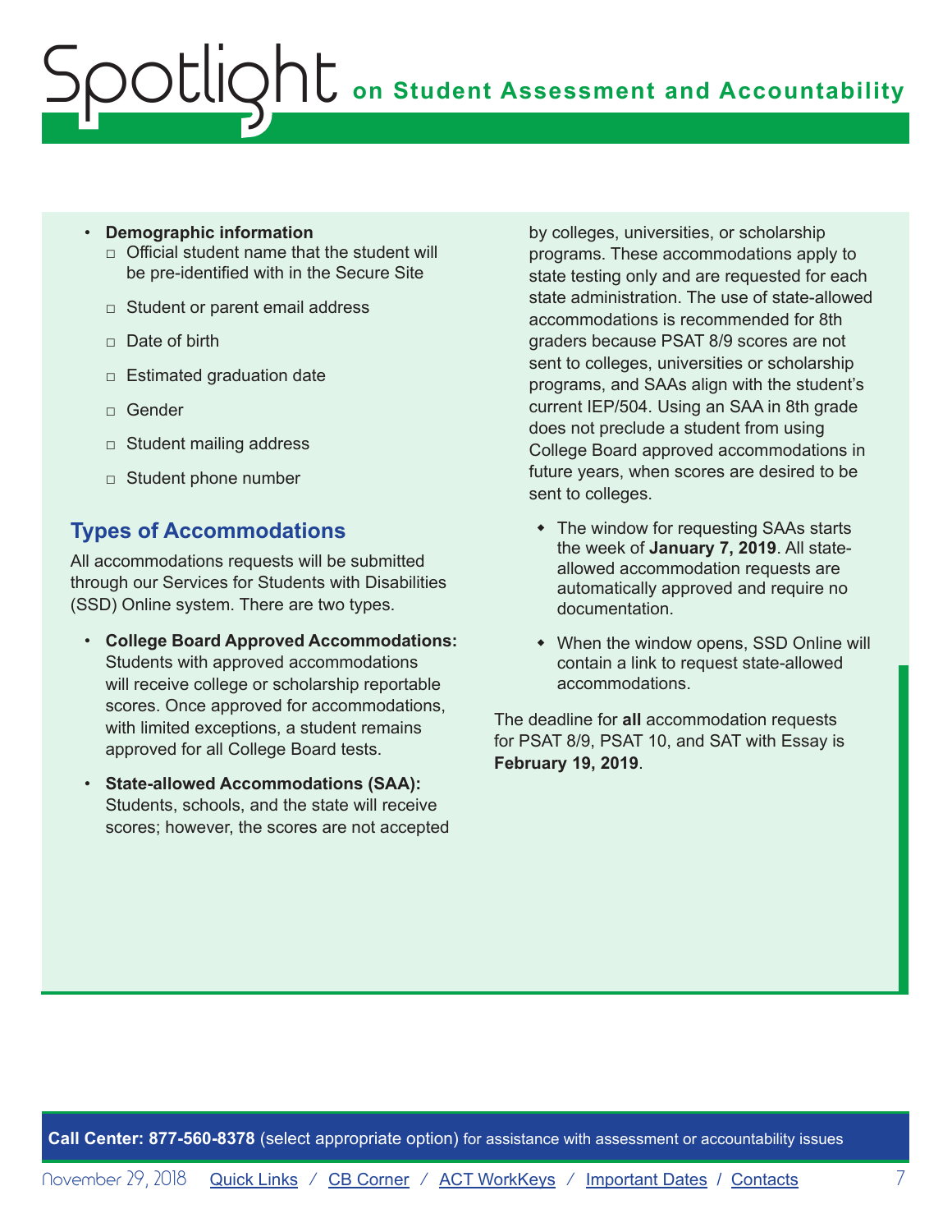- **Demographic information**
  - Official student name that the student will be pre-identified with in the Secure Site
  - Student or parent email address
  - Date of birth
  - Estimated graduation date
  - Gender
  - Student mailing address
  - Student phone number

## Types of Accommodations

All accommodations requests will be submitted through our Services for Students with Disabilities (SSD) Online system. There are two types.

- **College Board Approved Accommodations:** Students with approved accommodations will receive college or scholarship reportable scores. Once approved for accommodations, with limited exceptions, a student remains approved for all College Board tests.
- **State-allowed Accommodations (SAA):** Students, schools, and the state will receive scores; however, the scores are not accepted by colleges, universities, or scholarship programs. These accommodations apply to state testing only and are requested for each state administration. The use of state-allowed accommodations is recommended for 8th graders because PSAT 8/9 scores are not sent to colleges, universities or scholarship programs, and SAAs align with the student's current IEP/504. Using an SAA in 8th grade does not preclude a student from using College Board approved accommodations in future years, when scores are desired to be sent to colleges.
  - The window for requesting SAAs starts the week of **January 7, 2019**. All state-allowed accommodation requests are automatically approved and require no documentation.
  - When the window opens, SSD Online will contain a link to request state-allowed accommodations.

The deadline for **all** accommodation requests for PSAT 8/9, PSAT 10, and SAT with Essay is **February 19, 2019**.

**Call Center: 877-560-8378** (select appropriate option) for assistance with assessment or accountability issues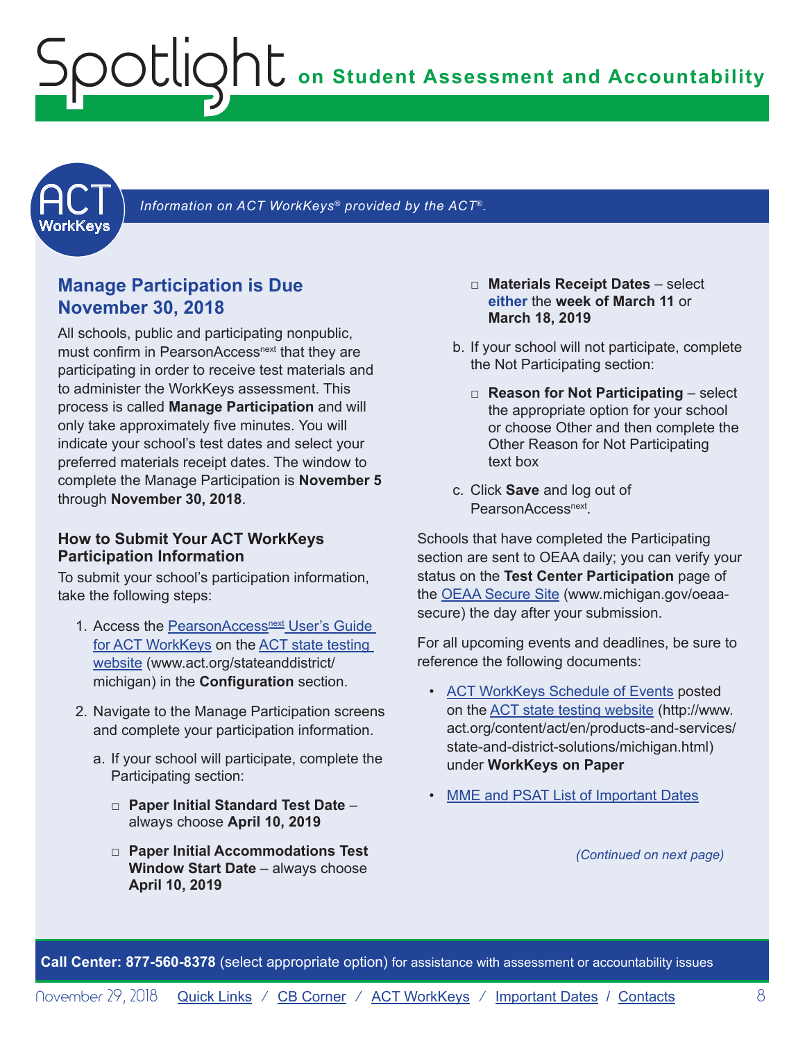*Information on ACT WorkKeys® provided by the ACT®.*

## Manage Participation is Due November 30, 2018

All schools, public and participating nonpublic, must confirm in PearsonAccess[next] that they are participating in order to receive test materials and to administer the WorkKeys assessment. This process is called **Manage Participation** and will only take approximately five minutes. You will indicate your school's test dates and select your preferred materials receipt dates. The window to complete the Manage Participation is **November 5** through **November 30, 2018**.

### How to Submit Your ACT WorkKeys Participation Information

To submit your school's participation information, take the following steps:

1. Access the PearsonAccess[next] User's Guide for ACT WorkKeys on the ACT state testing website (www.act.org/stateanddistrict/michigan) in the **Configuration** section.
2. Navigate to the Manage Participation screens and complete your participation information.
   a. If your school will participate, complete the Participating section:
      - **Paper Initial Standard Test Date** – always choose **April 10, 2019**
      - **Paper Initial Accommodations Test Window Start Date** – always choose **April 10, 2019**
      - **Materials Receipt Dates** – select **either** the **week of March 11** or **March 18, 2019**

   b. If your school will not participate, complete the Not Participating section:
      - **Reason for Not Participating** – select the appropriate option for your school or choose Other and then complete the Other Reason for Not Participating text box

   c. Click **Save** and log out of PearsonAccess[next].

Schools that have completed the Participating section are sent to OEAA daily; you can verify your status on the **Test Center Participation** page of the OEAA Secure Site (www.michigan.gov/oeaa-secure) the day after your submission.

For all upcoming events and deadlines, be sure to reference the following documents:

- ACT WorkKeys Schedule of Events posted on the ACT state testing website (http://www.act.org/content/act/en/products-and-services/state-and-district-solutions/michigan.html) under **WorkKeys on Paper**
- MME and PSAT List of Important Dates

*(Continued on next page)*

**Call Center: 877-560-8378** (select appropriate option) for assistance with assessment or accountability issues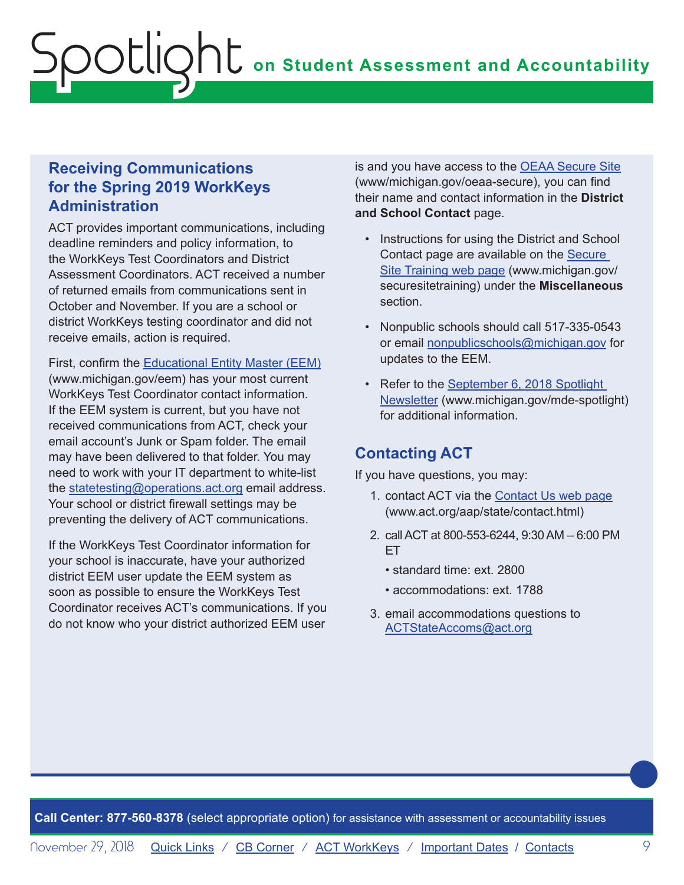## Receiving Communications for the Spring 2019 WorkKeys Administration

ACT provides important communications, including deadline reminders and policy information, to the WorkKeys Test Coordinators and District Assessment Coordinators. ACT received a number of returned emails from communications sent in October and November. If you are a school or district WorkKeys testing coordinator and did not receive emails, action is required.

First, confirm the Educational Entity Master (EEM) (www.michigan.gov/eem) has your most current WorkKeys Test Coordinator contact information. If the EEM system is current, but you have not received communications from ACT, check your email account's Junk or Spam folder. The email may have been delivered to that folder. You may need to work with your IT department to white-list the statetesting@operations.act.org email address. Your school or district firewall settings may be preventing the delivery of ACT communications.

If the WorkKeys Test Coordinator information for your school is inaccurate, have your authorized district EEM user update the EEM system as soon as possible to ensure the WorkKeys Test Coordinator receives ACT's communications. If you do not know who your district authorized EEM user is and you have access to the OEAA Secure Site (www/michigan.gov/oeaa-secure), you can find their name and contact information in the **District and School Contact** page.

- Instructions for using the District and School Contact page are available on the Secure Site Training web page (www.michigan.gov/securesitetraining) under the **Miscellaneous** section.
- Nonpublic schools should call 517-335-0543 or email nonpublicschools@michigan.gov for updates to the EEM.
- Refer to the September 6, 2018 Spotlight Newsletter (www.michigan.gov/mde-spotlight) for additional information.

## Contacting ACT

If you have questions, you may:

1. contact ACT via the Contact Us web page (www.act.org/aap/state/contact.html)
2. call ACT at 800-553-6244, 9:30 AM – 6:00 PM ET
   - standard time: ext. 2800
   - accommodations: ext. 1788
3. email accommodations questions to ACTStateAccoms@act.org

**Call Center: 877-560-8378** (select appropriate option) for assistance with assessment or accountability issues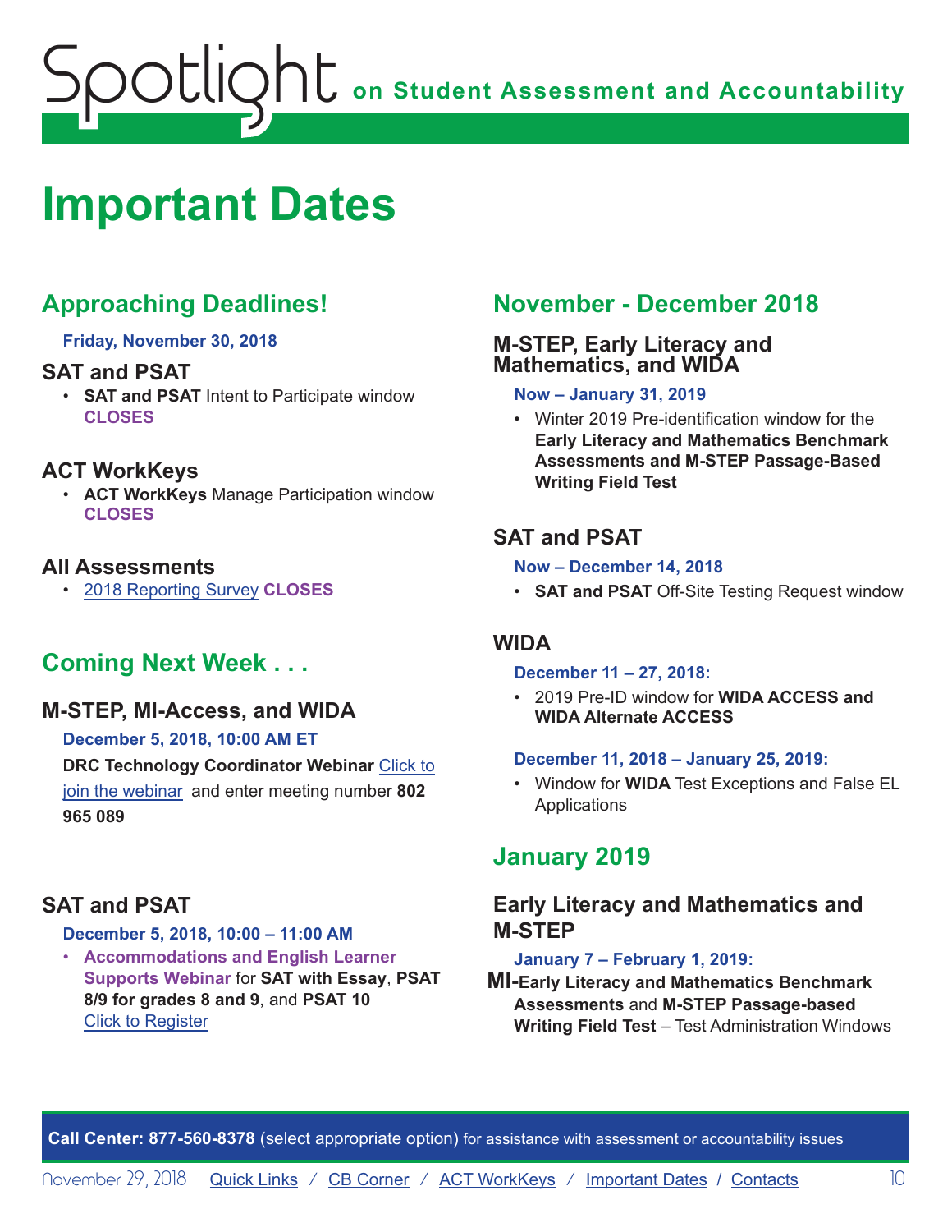# Important Dates

## Approaching Deadlines!

**Friday, November 30, 2018**

### SAT and PSAT

- **SAT and PSAT** Intent to Participate window **CLOSES**

### ACT WorkKeys

- **ACT WorkKeys** Manage Participation window **CLOSES**

### All Assessments

- 2018 Reporting Survey **CLOSES**

## Coming Next Week . . .

### M-STEP, MI-Access, and WIDA

**December 5, 2018, 10:00 AM ET**

**DRC Technology Coordinator Webinar** Click to join the webinar and enter meeting number **802 965 089**

### SAT and PSAT

**December 5, 2018, 10:00 – 11:00 AM**

- **Accommodations and English Learner Supports Webinar** for **SAT with Essay**, **PSAT 8/9 for grades 8 and 9**, and **PSAT 10** Click to Register

## November - December 2018

### M-STEP, Early Literacy and Mathematics, and WIDA

**Now – January 31, 2019**

- Winter 2019 Pre-identification window for the **Early Literacy and Mathematics Benchmark Assessments and M-STEP Passage-Based Writing Field Test**

### SAT and PSAT

**Now – December 14, 2018**

- **SAT and PSAT** Off-Site Testing Request window

### WIDA

**December 11 – 27, 2018:**

- 2019 Pre-ID window for **WIDA ACCESS and WIDA Alternate ACCESS**

**December 11, 2018 – January 25, 2019:**

- Window for **WIDA** Test Exceptions and False EL Applications

## January 2019

### Early Literacy and Mathematics and M-STEP

**January 7 – February 1, 2019:**

**MI-Early Literacy and Mathematics Benchmark Assessments** and **M-STEP Passage-based Writing Field Test** – Test Administration Windows

**Call Center: 877-560-8378** (select appropriate option) for assistance with assessment or accountability issues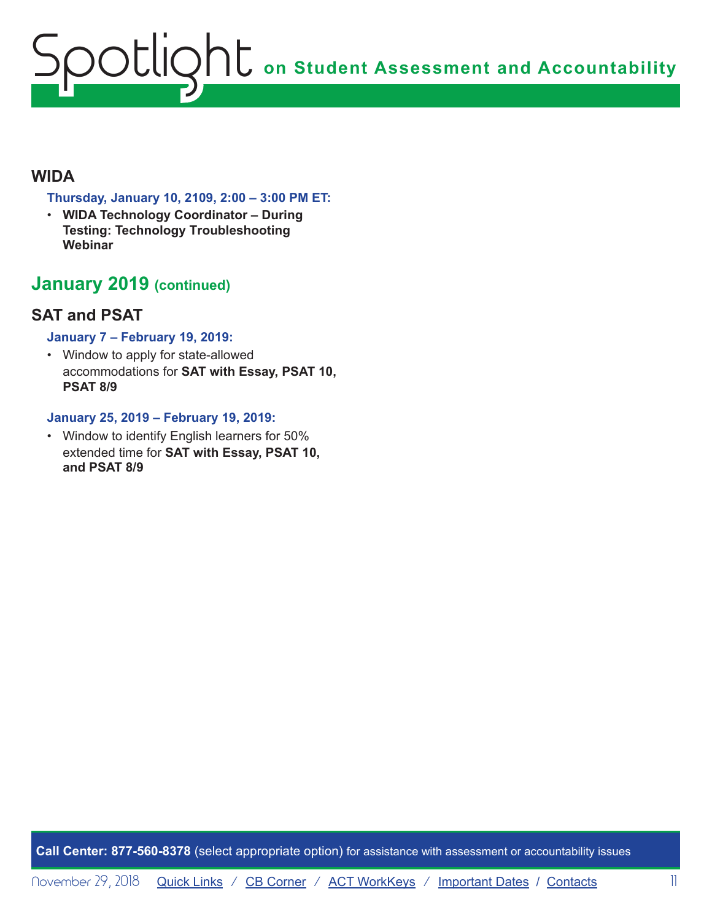## WIDA

**Thursday, January 10, 2109, 2:00 – 3:00 PM ET:**

- **WIDA Technology Coordinator – During Testing: Technology Troubleshooting Webinar**

## January 2019 (continued)

## SAT and PSAT

**January 7 – February 19, 2019:**

- Window to apply for state-allowed accommodations for **SAT with Essay, PSAT 10, PSAT 8/9**

**January 25, 2019 – February 19, 2019:**

- Window to identify English learners for 50% extended time for **SAT with Essay, PSAT 10, and PSAT 8/9**

**Call Center: 877-560-8378** (select appropriate option) for assistance with assessment or accountability issues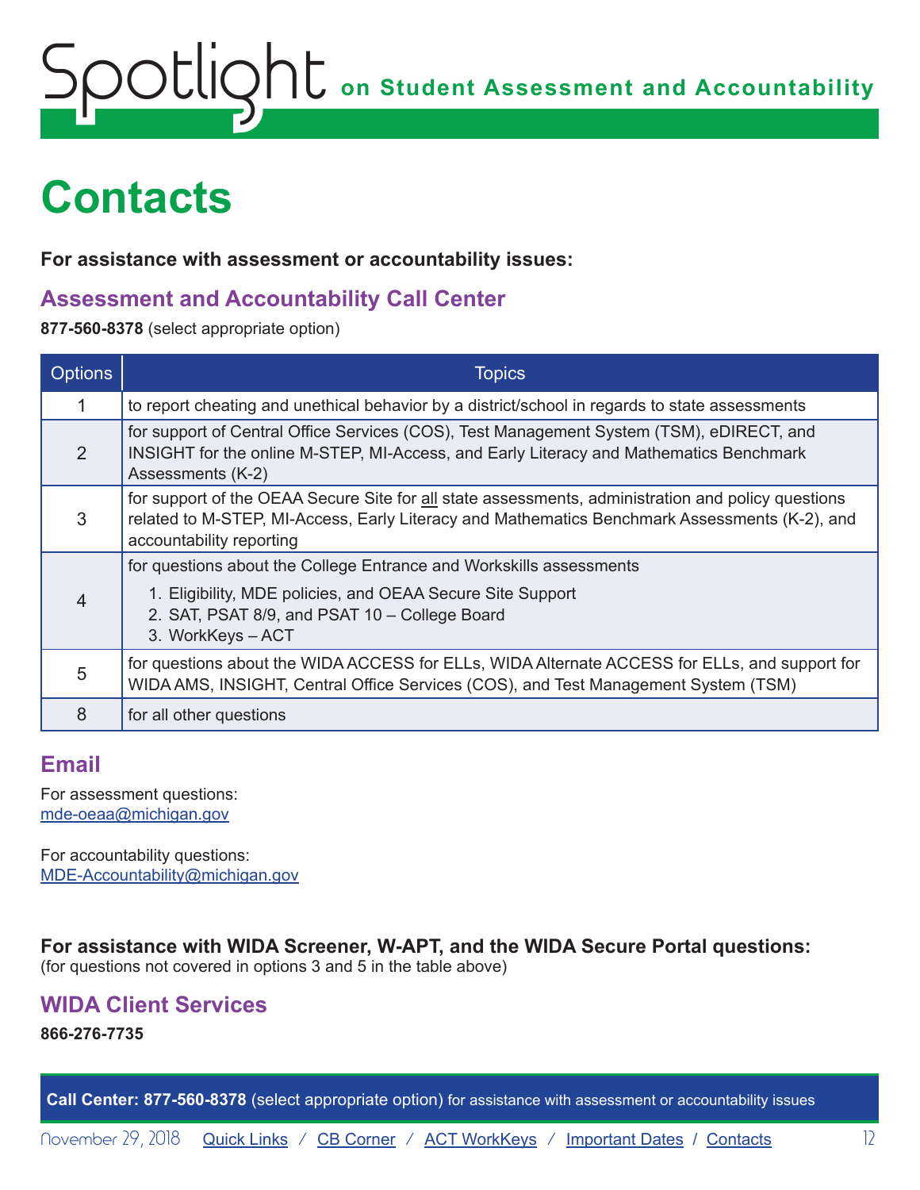# Contacts

**For assistance with assessment or accountability issues:**

## Assessment and Accountability Call Center

**877-560-8378** (select appropriate option)

| Options | Topics |
|---|---|
| 1 | to report cheating and unethical behavior by a district/school in regards to state assessments |
| 2 | for support of Central Office Services (COS), Test Management System (TSM), eDIRECT, and INSIGHT for the online M-STEP, MI-Access, and Early Literacy and Mathematics Benchmark Assessments (K-2) |
| 3 | for support of the OEAA Secure Site for all state assessments, administration and policy questions related to M-STEP, MI-Access, Early Literacy and Mathematics Benchmark Assessments (K-2), and accountability reporting |
| 4 | for questions about the College Entrance and Workskills assessments<br>1. Eligibility, MDE policies, and OEAA Secure Site Support<br>2. SAT, PSAT 8/9, and PSAT 10 – College Board<br>3. WorkKeys – ACT |
| 5 | for questions about the WIDA ACCESS for ELLs, WIDA Alternate ACCESS for ELLs, and support for WIDA AMS, INSIGHT, Central Office Services (COS), and Test Management System (TSM) |
| 8 | for all other questions |

## Email

For assessment questions:
mde-oeaa@michigan.gov

For accountability questions:
MDE-Accountability@michigan.gov

**For assistance with WIDA Screener, W-APT, and the WIDA Secure Portal questions:**
(for questions not covered in options 3 and 5 in the table above)

## WIDA Client Services

**866-276-7735**

**Call Center: 877-560-8378** (select appropriate option) for assistance with assessment or accountability issues